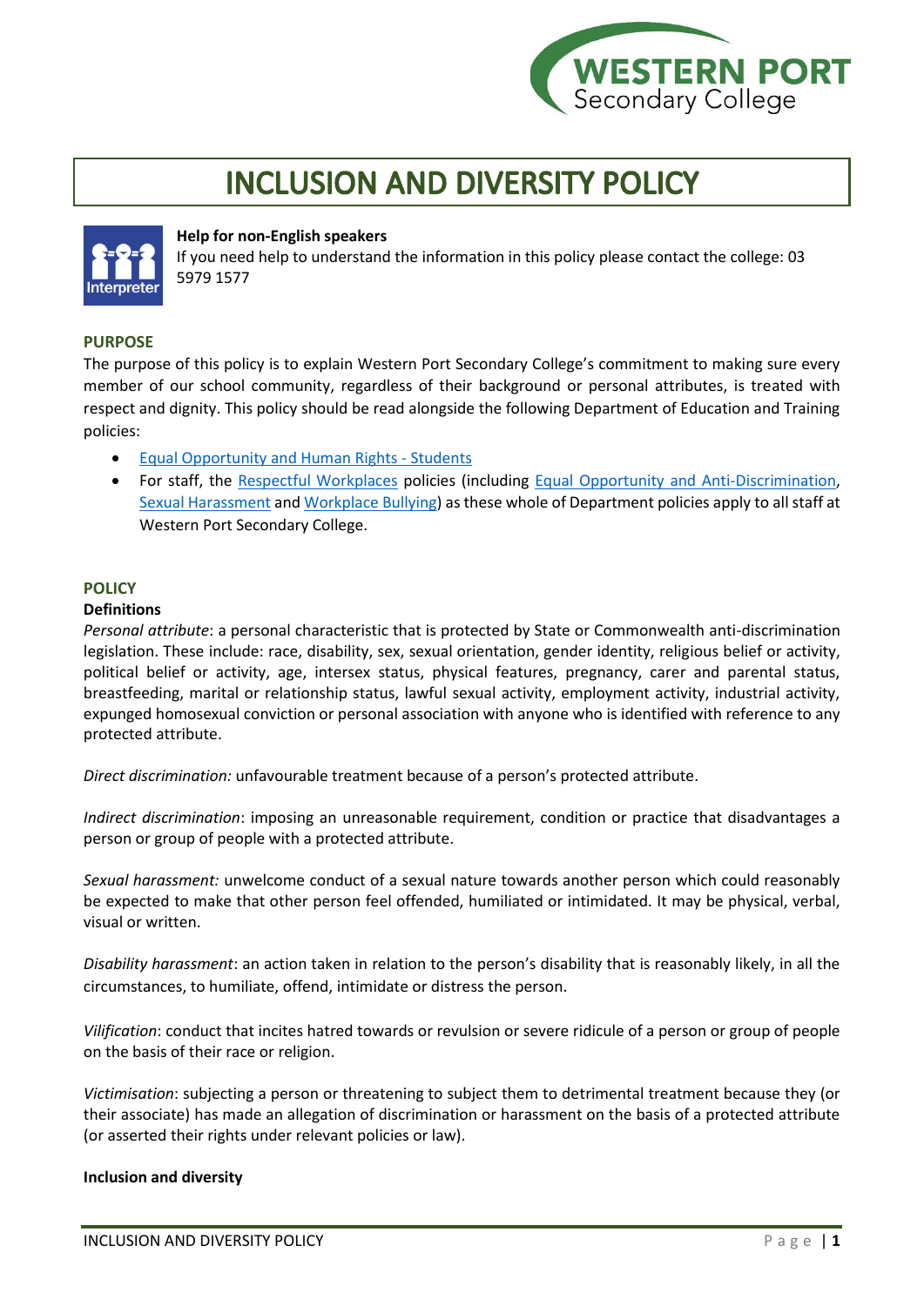# INCLUSION AND DIVERSITY POLICY

**Help for non-English speakers**
If you need help to understand the information in this policy please contact the college: 03 5979 1577

## PURPOSE

The purpose of this policy is to explain Western Port Secondary College's commitment to making sure every member of our school community, regardless of their background or personal attributes, is treated with respect and dignity. This policy should be read alongside the following Department of Education and Training policies:

- Equal Opportunity and Human Rights - Students
- For staff, the Respectful Workplaces policies (including Equal Opportunity and Anti-Discrimination, Sexual Harassment and Workplace Bullying) as these whole of Department policies apply to all staff at Western Port Secondary College.

## POLICY

### Definitions

*Personal attribute*: a personal characteristic that is protected by State or Commonwealth anti-discrimination legislation. These include: race, disability, sex, sexual orientation, gender identity, religious belief or activity, political belief or activity, age, intersex status, physical features, pregnancy, carer and parental status, breastfeeding, marital or relationship status, lawful sexual activity, employment activity, industrial activity, expunged homosexual conviction or personal association with anyone who is identified with reference to any protected attribute.

*Direct discrimination:* unfavourable treatment because of a person's protected attribute.

*Indirect discrimination*: imposing an unreasonable requirement, condition or practice that disadvantages a person or group of people with a protected attribute.

*Sexual harassment:* unwelcome conduct of a sexual nature towards another person which could reasonably be expected to make that other person feel offended, humiliated or intimidated. It may be physical, verbal, visual or written.

*Disability harassment*: an action taken in relation to the person's disability that is reasonably likely, in all the circumstances, to humiliate, offend, intimidate or distress the person.

*Vilification*: conduct that incites hatred towards or revulsion or severe ridicule of a person or group of people on the basis of their race or religion.

*Victimisation*: subjecting a person or threatening to subject them to detrimental treatment because they (or their associate) has made an allegation of discrimination or harassment on the basis of a protected attribute (or asserted their rights under relevant policies or law).

### Inclusion and diversity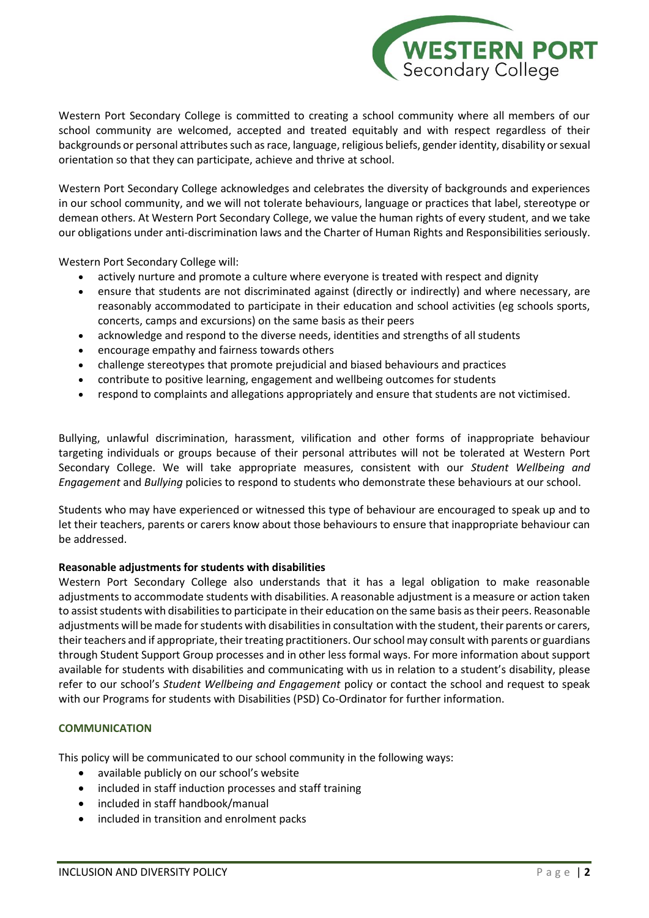Western Port Secondary College is committed to creating a school community where all members of our school community are welcomed, accepted and treated equitably and with respect regardless of their backgrounds or personal attributes such as race, language, religious beliefs, gender identity, disability or sexual orientation so that they can participate, achieve and thrive at school.

Western Port Secondary College acknowledges and celebrates the diversity of backgrounds and experiences in our school community, and we will not tolerate behaviours, language or practices that label, stereotype or demean others. At Western Port Secondary College, we value the human rights of every student, and we take our obligations under anti-discrimination laws and the Charter of Human Rights and Responsibilities seriously.

Western Port Secondary College will:

- actively nurture and promote a culture where everyone is treated with respect and dignity
- ensure that students are not discriminated against (directly or indirectly) and where necessary, are reasonably accommodated to participate in their education and school activities (eg schools sports, concerts, camps and excursions) on the same basis as their peers
- acknowledge and respond to the diverse needs, identities and strengths of all students
- encourage empathy and fairness towards others
- challenge stereotypes that promote prejudicial and biased behaviours and practices
- contribute to positive learning, engagement and wellbeing outcomes for students
- respond to complaints and allegations appropriately and ensure that students are not victimised.

Bullying, unlawful discrimination, harassment, vilification and other forms of inappropriate behaviour targeting individuals or groups because of their personal attributes will not be tolerated at Western Port Secondary College. We will take appropriate measures, consistent with our *Student Wellbeing and Engagement* and *Bullying* policies to respond to students who demonstrate these behaviours at our school.

Students who may have experienced or witnessed this type of behaviour are encouraged to speak up and to let their teachers, parents or carers know about those behaviours to ensure that inappropriate behaviour can be addressed.

**Reasonable adjustments for students with disabilities**

Western Port Secondary College also understands that it has a legal obligation to make reasonable adjustments to accommodate students with disabilities. A reasonable adjustment is a measure or action taken to assist students with disabilities to participate in their education on the same basis as their peers. Reasonable adjustments will be made for students with disabilities in consultation with the student, their parents or carers, their teachers and if appropriate, their treating practitioners. Our school may consult with parents or guardians through Student Support Group processes and in other less formal ways. For more information about support available for students with disabilities and communicating with us in relation to a student's disability, please refer to our school's *Student Wellbeing and Engagement* policy or contact the school and request to speak with our Programs for students with Disabilities (PSD) Co-Ordinator for further information.

## COMMUNICATION

This policy will be communicated to our school community in the following ways:

- available publicly on our school's website
- included in staff induction processes and staff training
- included in staff handbook/manual
- included in transition and enrolment packs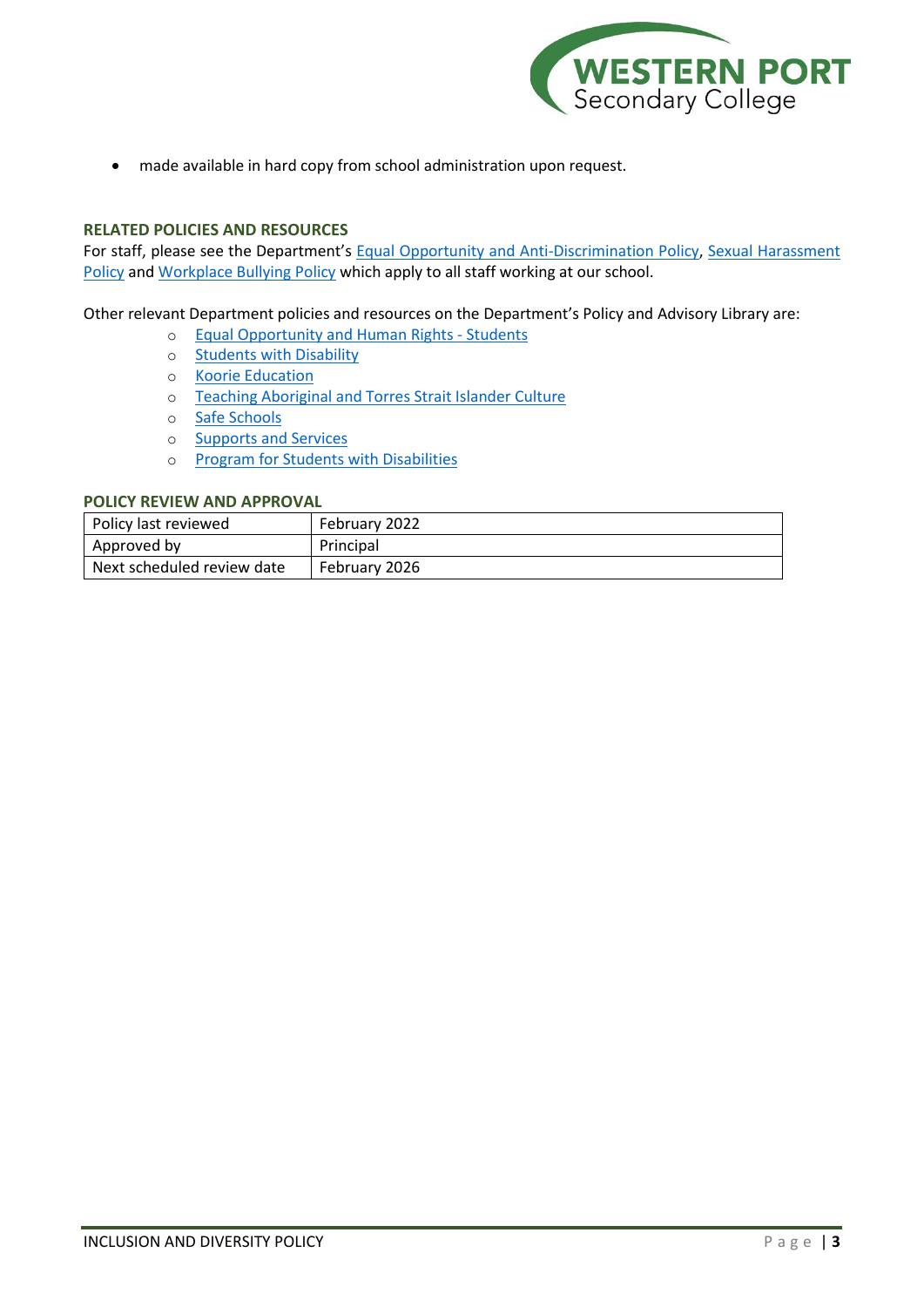- made available in hard copy from school administration upon request.

## RELATED POLICIES AND RESOURCES

For staff, please see the Department's Equal Opportunity and Anti-Discrimination Policy, Sexual Harassment Policy and Workplace Bullying Policy which apply to all staff working at our school.

Other relevant Department policies and resources on the Department's Policy and Advisory Library are:

- Equal Opportunity and Human Rights - Students
- Students with Disability
- Koorie Education
- Teaching Aboriginal and Torres Strait Islander Culture
- Safe Schools
- Supports and Services
- Program for Students with Disabilities

## POLICY REVIEW AND APPROVAL

| | |
|---|---|
| Policy last reviewed | February 2022 |
| Approved by | Principal |
| Next scheduled review date | February 2026 |